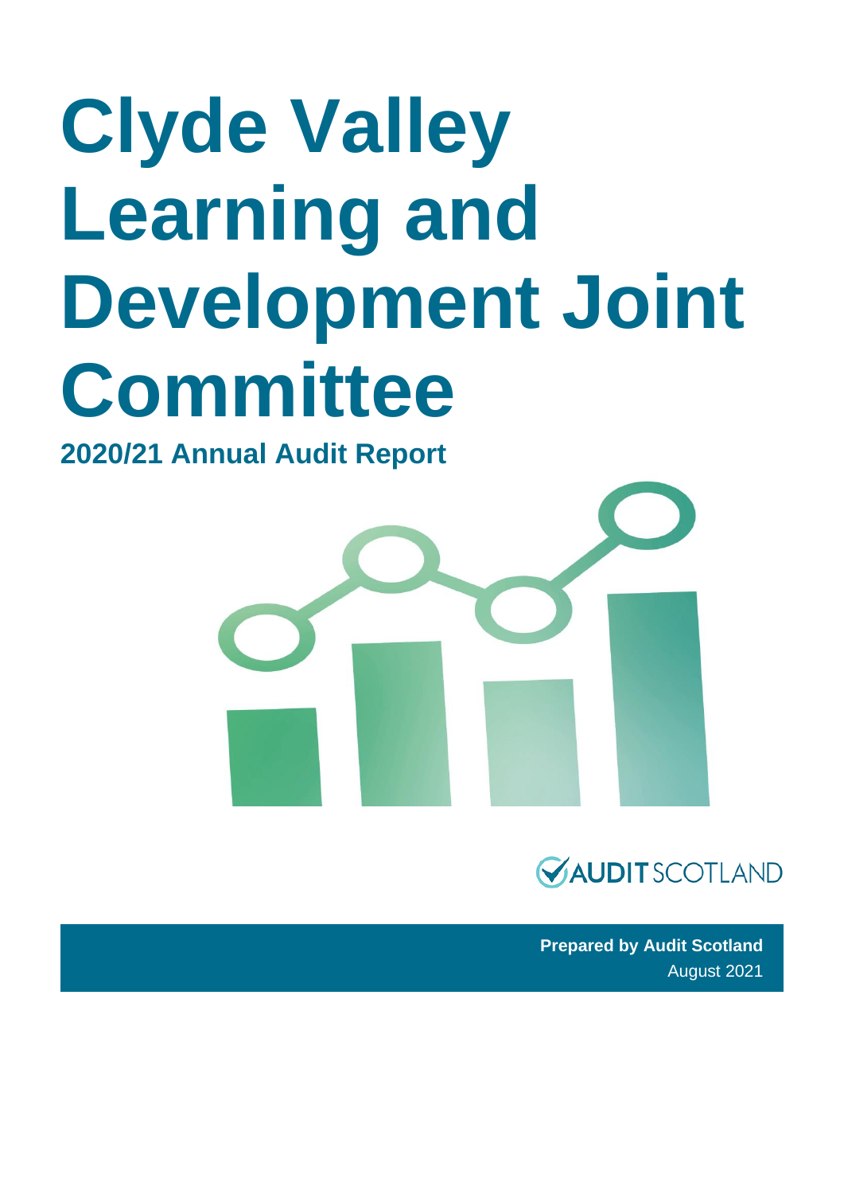# Clyde Valley Learning and Development Joint Committee

## 2020/21 Annual Audit Report

AUDIT SCOTLAND

**Prepared by Audit Scotland**
August 2021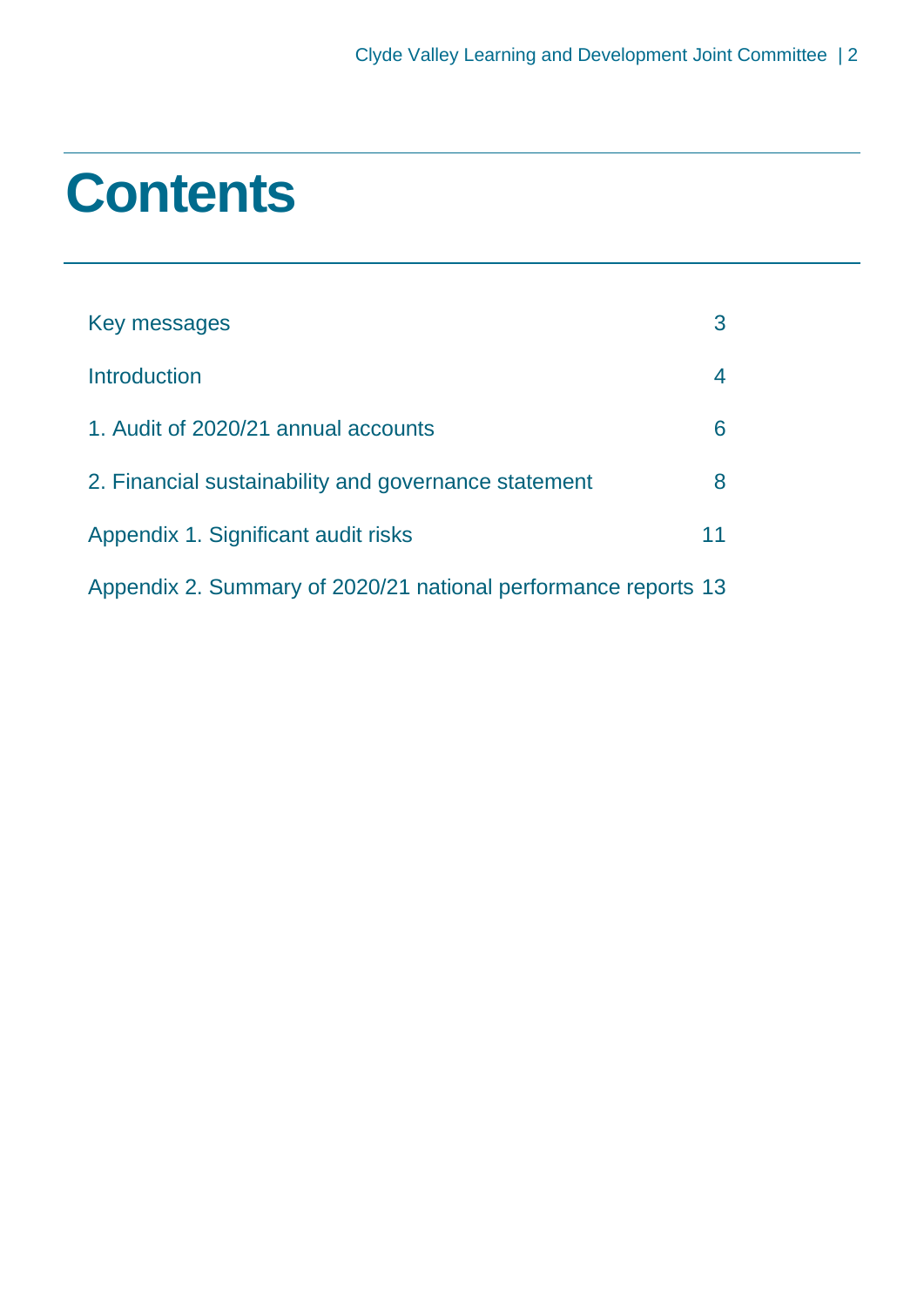# Contents

| | |
|---|---|
| Key messages | 3 |
| Introduction | 4 |
| 1. Audit of 2020/21 annual accounts | 6 |
| 2. Financial sustainability and governance statement | 8 |
| Appendix 1. Significant audit risks | 11 |
| Appendix 2. Summary of 2020/21 national performance reports | 13 |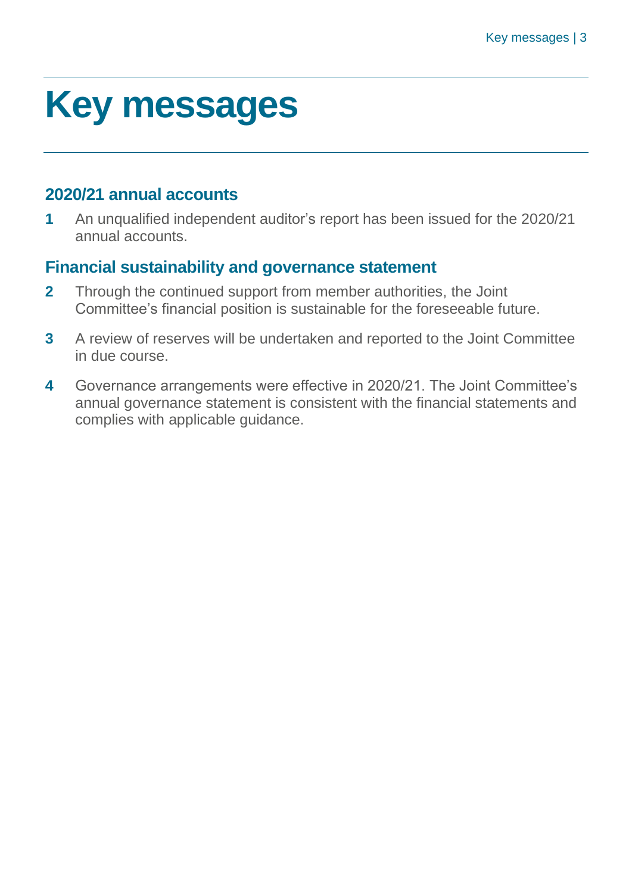# Key messages

## 2020/21 annual accounts

**1** An unqualified independent auditor's report has been issued for the 2020/21 annual accounts.

## Financial sustainability and governance statement

**2** Through the continued support from member authorities, the Joint Committee's financial position is sustainable for the foreseeable future.

**3** A review of reserves will be undertaken and reported to the Joint Committee in due course.

**4** Governance arrangements were effective in 2020/21. The Joint Committee's annual governance statement is consistent with the financial statements and complies with applicable guidance.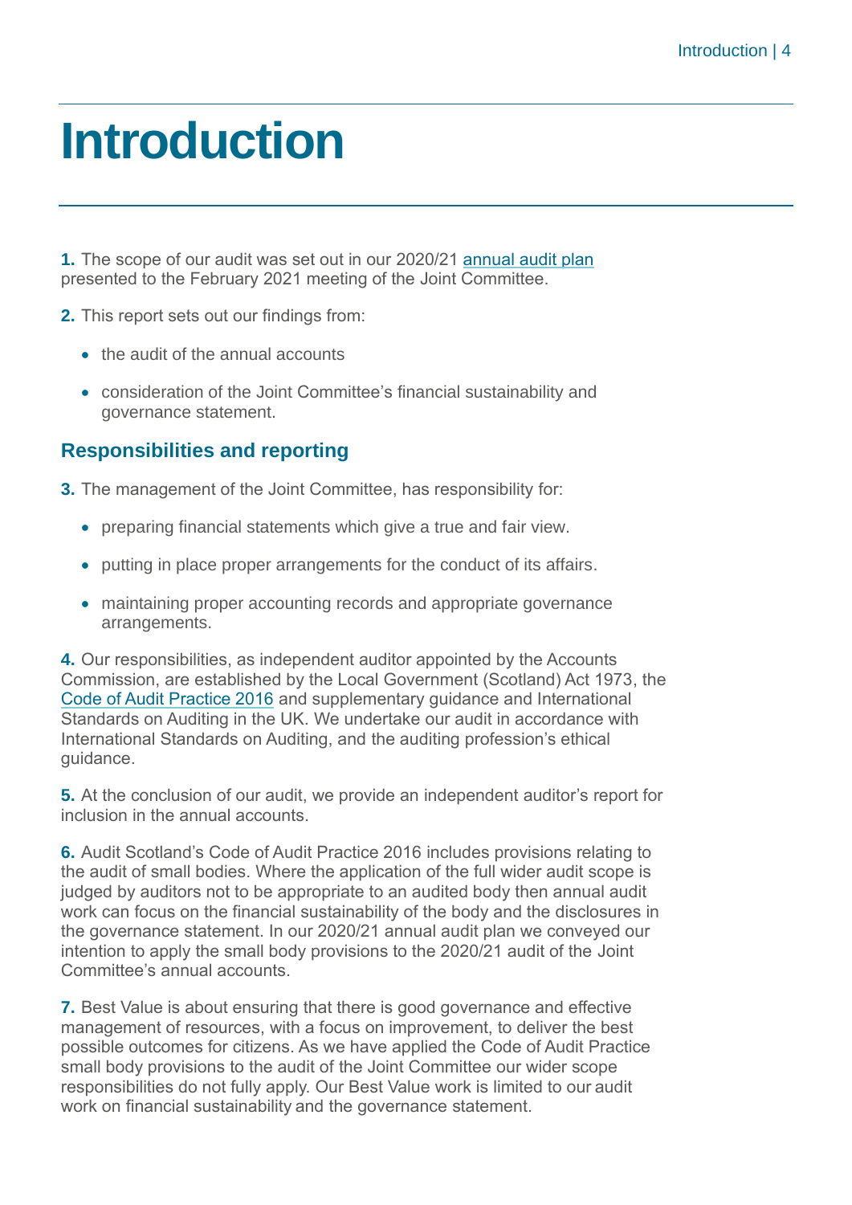# Introduction

**1.** The scope of our audit was set out in our 2020/21 annual audit plan presented to the February 2021 meeting of the Joint Committee.

**2.** This report sets out our findings from:

- the audit of the annual accounts
- consideration of the Joint Committee's financial sustainability and governance statement.

## Responsibilities and reporting

**3.** The management of the Joint Committee, has responsibility for:

- preparing financial statements which give a true and fair view.
- putting in place proper arrangements for the conduct of its affairs.
- maintaining proper accounting records and appropriate governance arrangements.

**4.** Our responsibilities, as independent auditor appointed by the Accounts Commission, are established by the Local Government (Scotland) Act 1973, the Code of Audit Practice 2016 and supplementary guidance and International Standards on Auditing in the UK. We undertake our audit in accordance with International Standards on Auditing, and the auditing profession's ethical guidance.

**5.** At the conclusion of our audit, we provide an independent auditor's report for inclusion in the annual accounts.

**6.** Audit Scotland's Code of Audit Practice 2016 includes provisions relating to the audit of small bodies. Where the application of the full wider audit scope is judged by auditors not to be appropriate to an audited body then annual audit work can focus on the financial sustainability of the body and the disclosures in the governance statement. In our 2020/21 annual audit plan we conveyed our intention to apply the small body provisions to the 2020/21 audit of the Joint Committee's annual accounts.

**7.** Best Value is about ensuring that there is good governance and effective management of resources, with a focus on improvement, to deliver the best possible outcomes for citizens. As we have applied the Code of Audit Practice small body provisions to the audit of the Joint Committee our wider scope responsibilities do not fully apply. Our Best Value work is limited to our audit work on financial sustainability and the governance statement.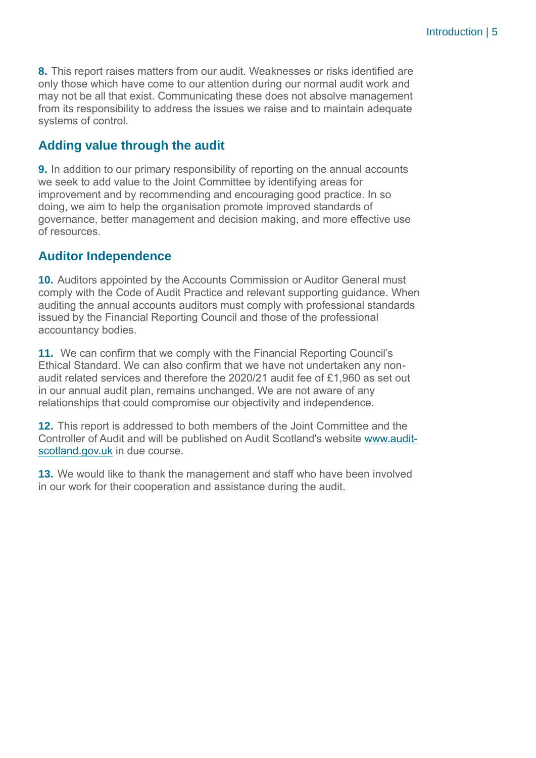**8.** This report raises matters from our audit. Weaknesses or risks identified are only those which have come to our attention during our normal audit work and may not be all that exist. Communicating these does not absolve management from its responsibility to address the issues we raise and to maintain adequate systems of control.

## Adding value through the audit

**9.** In addition to our primary responsibility of reporting on the annual accounts we seek to add value to the Joint Committee by identifying areas for improvement and by recommending and encouraging good practice. In so doing, we aim to help the organisation promote improved standards of governance, better management and decision making, and more effective use of resources.

## Auditor Independence

**10.** Auditors appointed by the Accounts Commission or Auditor General must comply with the Code of Audit Practice and relevant supporting guidance. When auditing the annual accounts auditors must comply with professional standards issued by the Financial Reporting Council and those of the professional accountancy bodies.

**11.** We can confirm that we comply with the Financial Reporting Council's Ethical Standard. We can also confirm that we have not undertaken any non-audit related services and therefore the 2020/21 audit fee of £1,960 as set out in our annual audit plan, remains unchanged. We are not aware of any relationships that could compromise our objectivity and independence.

**12.** This report is addressed to both members of the Joint Committee and the Controller of Audit and will be published on Audit Scotland's website [www.audit-scotland.gov.uk](http://www.audit-scotland.gov.uk) in due course.

**13.** We would like to thank the management and staff who have been involved in our work for their cooperation and assistance during the audit.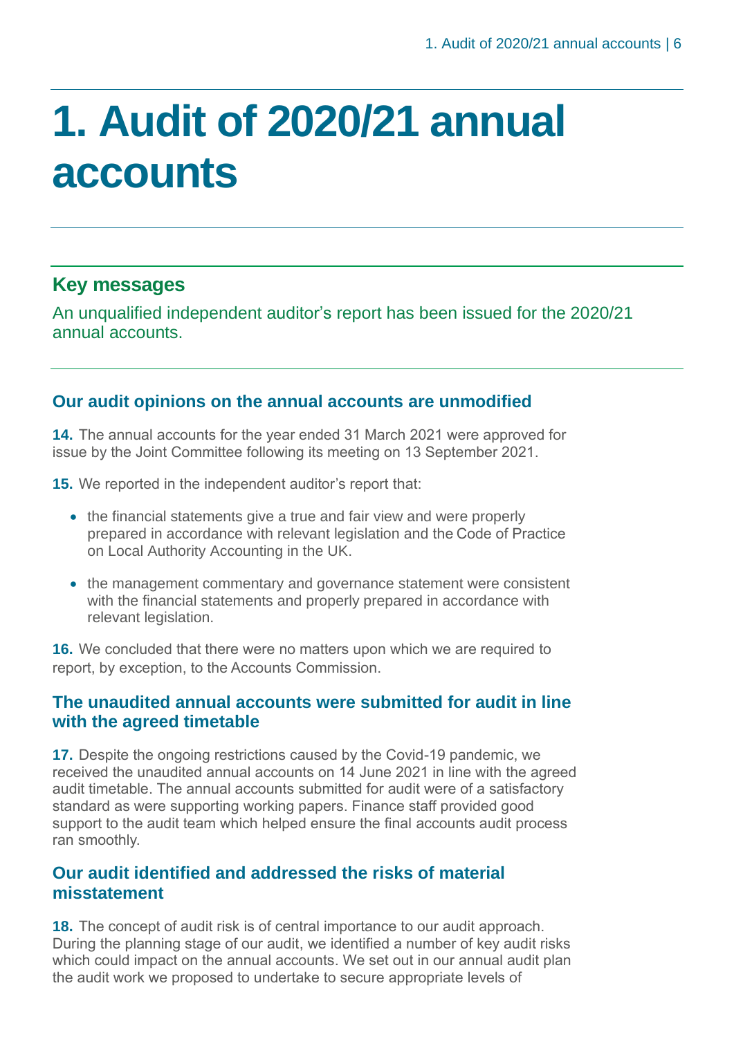# 1. Audit of 2020/21 annual accounts

## Key messages

An unqualified independent auditor's report has been issued for the 2020/21 annual accounts.

### Our audit opinions on the annual accounts are unmodified

**14.** The annual accounts for the year ended 31 March 2021 were approved for issue by the Joint Committee following its meeting on 13 September 2021.

**15.** We reported in the independent auditor's report that:

- the financial statements give a true and fair view and were properly prepared in accordance with relevant legislation and the Code of Practice on Local Authority Accounting in the UK.
- the management commentary and governance statement were consistent with the financial statements and properly prepared in accordance with relevant legislation.

**16.** We concluded that there were no matters upon which we are required to report, by exception, to the Accounts Commission.

### The unaudited annual accounts were submitted for audit in line with the agreed timetable

**17.** Despite the ongoing restrictions caused by the Covid-19 pandemic, we received the unaudited annual accounts on 14 June 2021 in line with the agreed audit timetable. The annual accounts submitted for audit were of a satisfactory standard as were supporting working papers. Finance staff provided good support to the audit team which helped ensure the final accounts audit process ran smoothly.

### Our audit identified and addressed the risks of material misstatement

**18.** The concept of audit risk is of central importance to our audit approach. During the planning stage of our audit, we identified a number of key audit risks which could impact on the annual accounts. We set out in our annual audit plan the audit work we proposed to undertake to secure appropriate levels of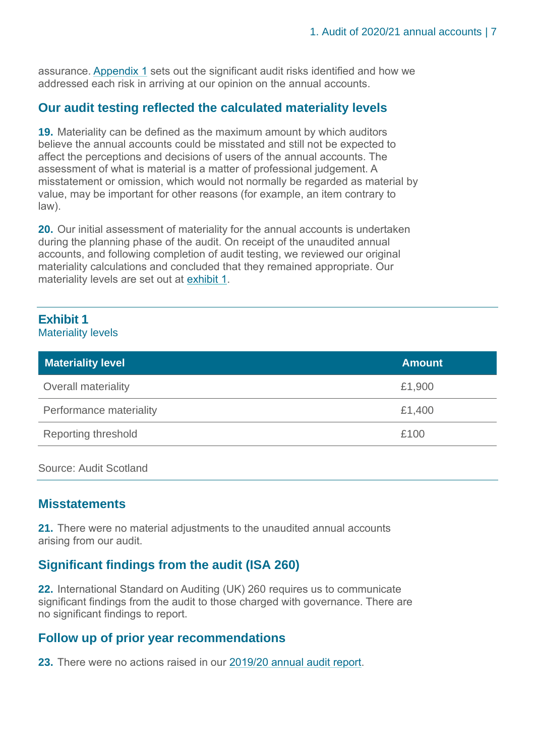assurance. Appendix 1 sets out the significant audit risks identified and how we addressed each risk in arriving at our opinion on the annual accounts.

## Our audit testing reflected the calculated materiality levels

**19.** Materiality can be defined as the maximum amount by which auditors believe the annual accounts could be misstated and still not be expected to affect the perceptions and decisions of users of the annual accounts. The assessment of what is material is a matter of professional judgement. A misstatement or omission, which would not normally be regarded as material by value, may be important for other reasons (for example, an item contrary to law).

**20.** Our initial assessment of materiality for the annual accounts is undertaken during the planning phase of the audit. On receipt of the unaudited annual accounts, and following completion of audit testing, we reviewed our original materiality calculations and concluded that they remained appropriate. Our materiality levels are set out at exhibit 1.

**Exhibit 1**
Materiality levels

| Materiality level | Amount |
|---|---|
| Overall materiality | £1,900 |
| Performance materiality | £1,400 |
| Reporting threshold | £100 |

Source: Audit Scotland

## Misstatements

**21.** There were no material adjustments to the unaudited annual accounts arising from our audit.

## Significant findings from the audit (ISA 260)

**22.** International Standard on Auditing (UK) 260 requires us to communicate significant findings from the audit to those charged with governance. There are no significant findings to report.

## Follow up of prior year recommendations

**23.** There were no actions raised in our 2019/20 annual audit report.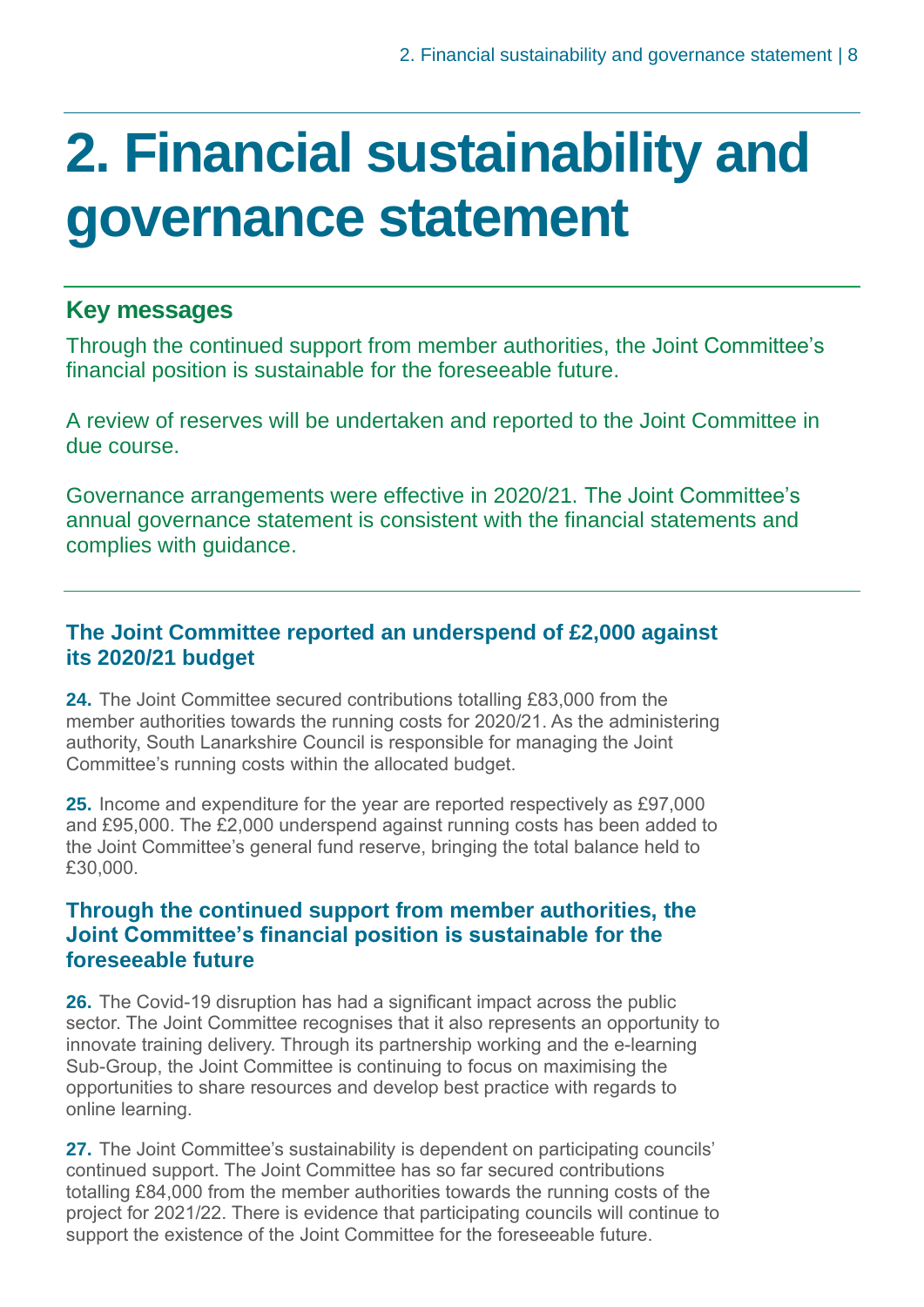# 2. Financial sustainability and governance statement

## Key messages

Through the continued support from member authorities, the Joint Committee's financial position is sustainable for the foreseeable future.

A review of reserves will be undertaken and reported to the Joint Committee in due course.

Governance arrangements were effective in 2020/21. The Joint Committee's annual governance statement is consistent with the financial statements and complies with guidance.

### The Joint Committee reported an underspend of £2,000 against its 2020/21 budget

**24.** The Joint Committee secured contributions totalling £83,000 from the member authorities towards the running costs for 2020/21. As the administering authority, South Lanarkshire Council is responsible for managing the Joint Committee's running costs within the allocated budget.

**25.** Income and expenditure for the year are reported respectively as £97,000 and £95,000. The £2,000 underspend against running costs has been added to the Joint Committee's general fund reserve, bringing the total balance held to £30,000.

### Through the continued support from member authorities, the Joint Committee's financial position is sustainable for the foreseeable future

**26.** The Covid-19 disruption has had a significant impact across the public sector. The Joint Committee recognises that it also represents an opportunity to innovate training delivery. Through its partnership working and the e-learning Sub-Group, the Joint Committee is continuing to focus on maximising the opportunities to share resources and develop best practice with regards to online learning.

**27.** The Joint Committee's sustainability is dependent on participating councils' continued support. The Joint Committee has so far secured contributions totalling £84,000 from the member authorities towards the running costs of the project for 2021/22. There is evidence that participating councils will continue to support the existence of the Joint Committee for the foreseeable future.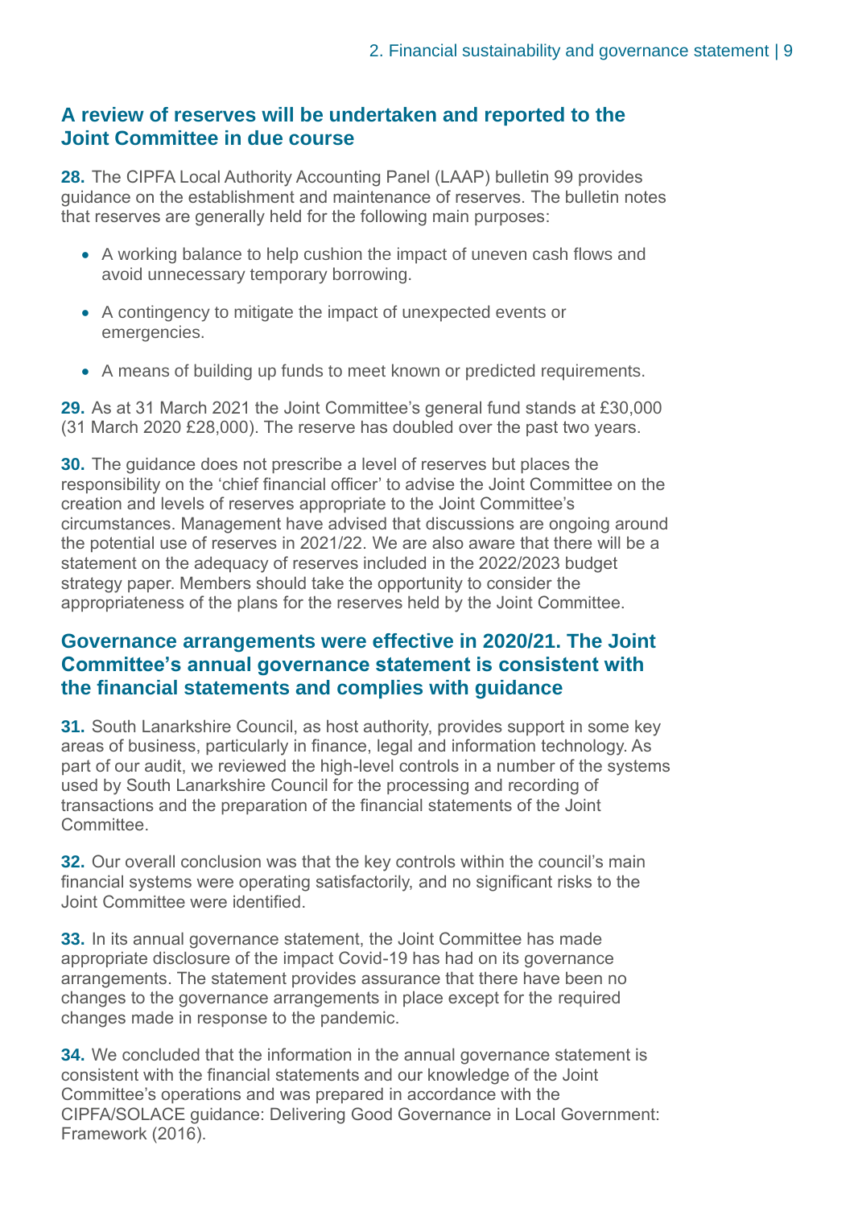## A review of reserves will be undertaken and reported to the Joint Committee in due course

**28.** The CIPFA Local Authority Accounting Panel (LAAP) bulletin 99 provides guidance on the establishment and maintenance of reserves. The bulletin notes that reserves are generally held for the following main purposes:

- A working balance to help cushion the impact of uneven cash flows and avoid unnecessary temporary borrowing.
- A contingency to mitigate the impact of unexpected events or emergencies.
- A means of building up funds to meet known or predicted requirements.

**29.** As at 31 March 2021 the Joint Committee's general fund stands at £30,000 (31 March 2020 £28,000). The reserve has doubled over the past two years.

**30.** The guidance does not prescribe a level of reserves but places the responsibility on the 'chief financial officer' to advise the Joint Committee on the creation and levels of reserves appropriate to the Joint Committee's circumstances. Management have advised that discussions are ongoing around the potential use of reserves in 2021/22. We are also aware that there will be a statement on the adequacy of reserves included in the 2022/2023 budget strategy paper. Members should take the opportunity to consider the appropriateness of the plans for the reserves held by the Joint Committee.

## Governance arrangements were effective in 2020/21. The Joint Committee's annual governance statement is consistent with the financial statements and complies with guidance

**31.** South Lanarkshire Council, as host authority, provides support in some key areas of business, particularly in finance, legal and information technology. As part of our audit, we reviewed the high-level controls in a number of the systems used by South Lanarkshire Council for the processing and recording of transactions and the preparation of the financial statements of the Joint Committee.

**32.** Our overall conclusion was that the key controls within the council's main financial systems were operating satisfactorily, and no significant risks to the Joint Committee were identified.

**33.** In its annual governance statement, the Joint Committee has made appropriate disclosure of the impact Covid-19 has had on its governance arrangements. The statement provides assurance that there have been no changes to the governance arrangements in place except for the required changes made in response to the pandemic.

**34.** We concluded that the information in the annual governance statement is consistent with the financial statements and our knowledge of the Joint Committee's operations and was prepared in accordance with the CIPFA/SOLACE guidance: Delivering Good Governance in Local Government: Framework (2016).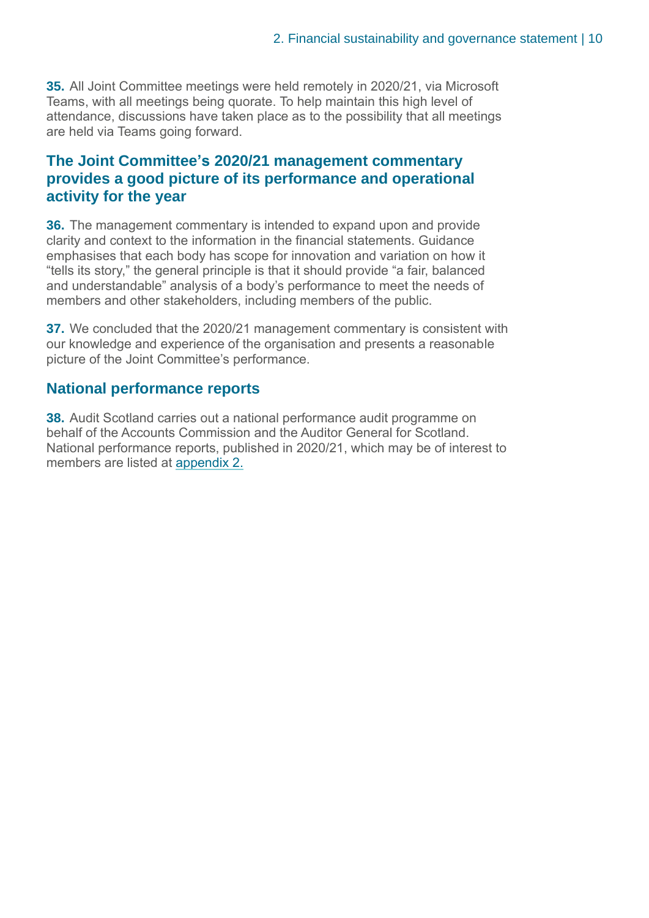**35.** All Joint Committee meetings were held remotely in 2020/21, via Microsoft Teams, with all meetings being quorate. To help maintain this high level of attendance, discussions have taken place as to the possibility that all meetings are held via Teams going forward.

## The Joint Committee's 2020/21 management commentary provides a good picture of its performance and operational activity for the year

**36.** The management commentary is intended to expand upon and provide clarity and context to the information in the financial statements. Guidance emphasises that each body has scope for innovation and variation on how it "tells its story," the general principle is that it should provide "a fair, balanced and understandable" analysis of a body's performance to meet the needs of members and other stakeholders, including members of the public.

**37.** We concluded that the 2020/21 management commentary is consistent with our knowledge and experience of the organisation and presents a reasonable picture of the Joint Committee's performance.

## National performance reports

**38.** Audit Scotland carries out a national performance audit programme on behalf of the Accounts Commission and the Auditor General for Scotland. National performance reports, published in 2020/21, which may be of interest to members are listed at appendix 2.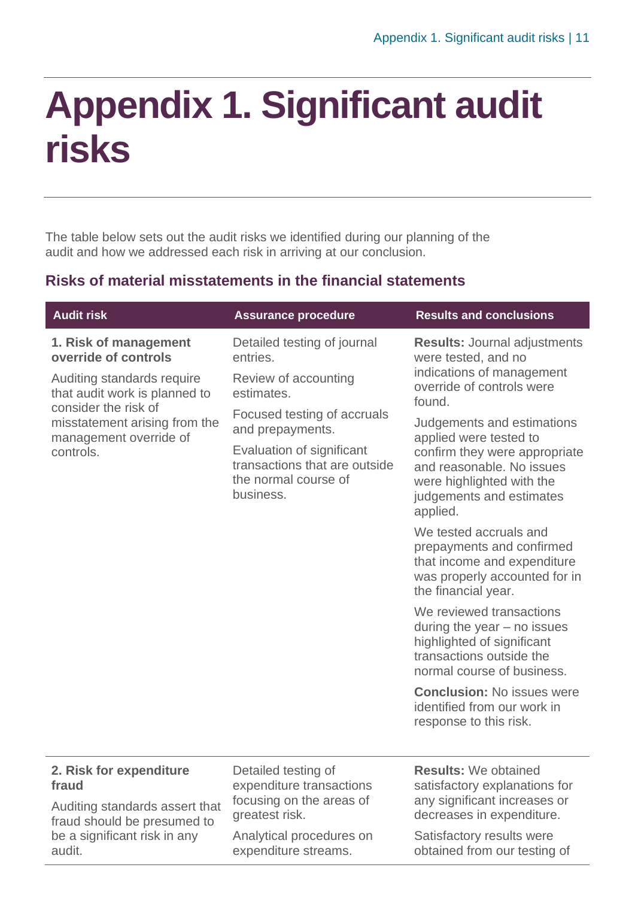# Appendix 1. Significant audit risks

The table below sets out the audit risks we identified during our planning of the audit and how we addressed each risk in arriving at our conclusion.

### Risks of material misstatements in the financial statements

| Audit risk | Assurance procedure | Results and conclusions |
|---|---|---|
| **1. Risk of management override of controls**<br><br>Auditing standards require that audit work is planned to consider the risk of misstatement arising from the management override of controls. | Detailed testing of journal entries.<br><br>Review of accounting estimates.<br><br>Focused testing of accruals and prepayments.<br><br>Evaluation of significant transactions that are outside the normal course of business. | **Results:** Journal adjustments were tested, and no indications of management override of controls were found.<br><br>Judgements and estimations applied were tested to confirm they were appropriate and reasonable. No issues were highlighted with the judgements and estimates applied.<br><br>We tested accruals and prepayments and confirmed that income and expenditure was properly accounted for in the financial year.<br><br>We reviewed transactions during the year – no issues highlighted of significant transactions outside the normal course of business.<br><br>**Conclusion:** No issues were identified from our work in response to this risk. |
| **2. Risk for expenditure fraud**<br><br>Auditing standards assert that fraud should be presumed to be a significant risk in any audit. | Detailed testing of expenditure transactions focusing on the areas of greatest risk.<br><br>Analytical procedures on expenditure streams. | **Results:** We obtained satisfactory explanations for any significant increases or decreases in expenditure.<br><br>Satisfactory results were obtained from our testing of |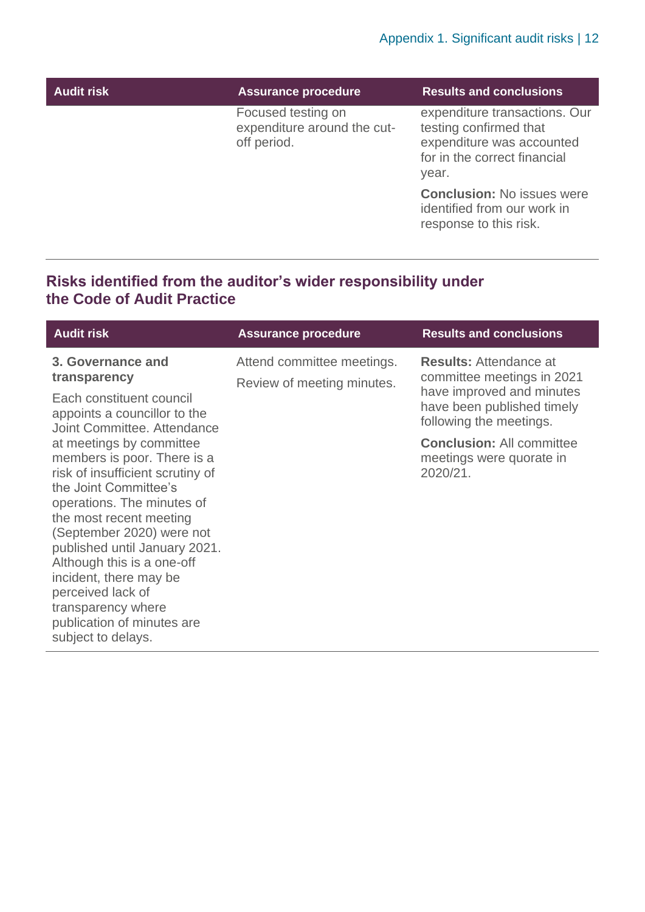| Audit risk | Assurance procedure | Results and conclusions |
| --- | --- | --- |
| | Focused testing on expenditure around the cut-off period. | expenditure transactions. Our testing confirmed that expenditure was accounted for in the correct financial year.<br><br>**Conclusion:** No issues were identified from our work in response to this risk. |

## Risks identified from the auditor's wider responsibility under the Code of Audit Practice

| Audit risk | Assurance procedure | Results and conclusions |
| --- | --- | --- |
| **3. Governance and transparency**<br><br>Each constituent council appoints a councillor to the Joint Committee. Attendance at meetings by committee members is poor. There is a risk of insufficient scrutiny of the Joint Committee's operations. The minutes of the most recent meeting (September 2020) were not published until January 2021. Although this is a one-off incident, there may be perceived lack of transparency where publication of minutes are subject to delays. | Attend committee meetings.<br><br>Review of meeting minutes. | **Results:** Attendance at committee meetings in 2021 have improved and minutes have been published timely following the meetings.<br><br>**Conclusion:** All committee meetings were quorate in 2020/21. |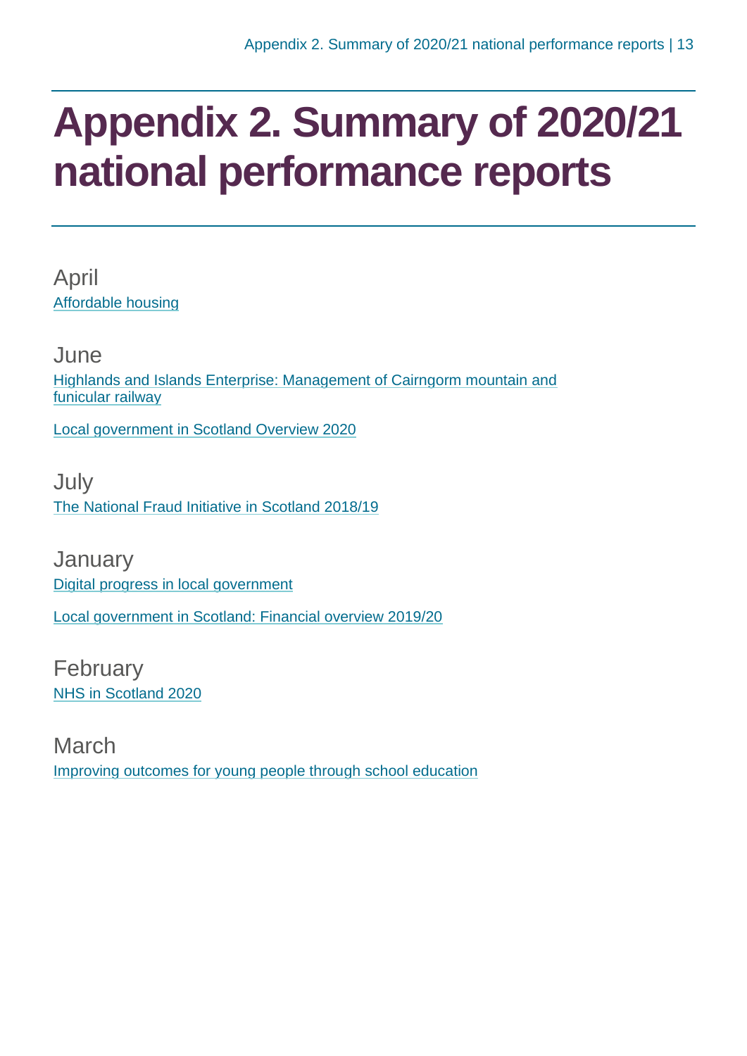# Appendix 2. Summary of 2020/21 national performance reports

## April

Affordable housing

## June

Highlands and Islands Enterprise: Management of Cairngorm mountain and funicular railway

Local government in Scotland Overview 2020

## July

The National Fraud Initiative in Scotland 2018/19

## January

Digital progress in local government

Local government in Scotland: Financial overview 2019/20

## February

NHS in Scotland 2020

## March

Improving outcomes for young people through school education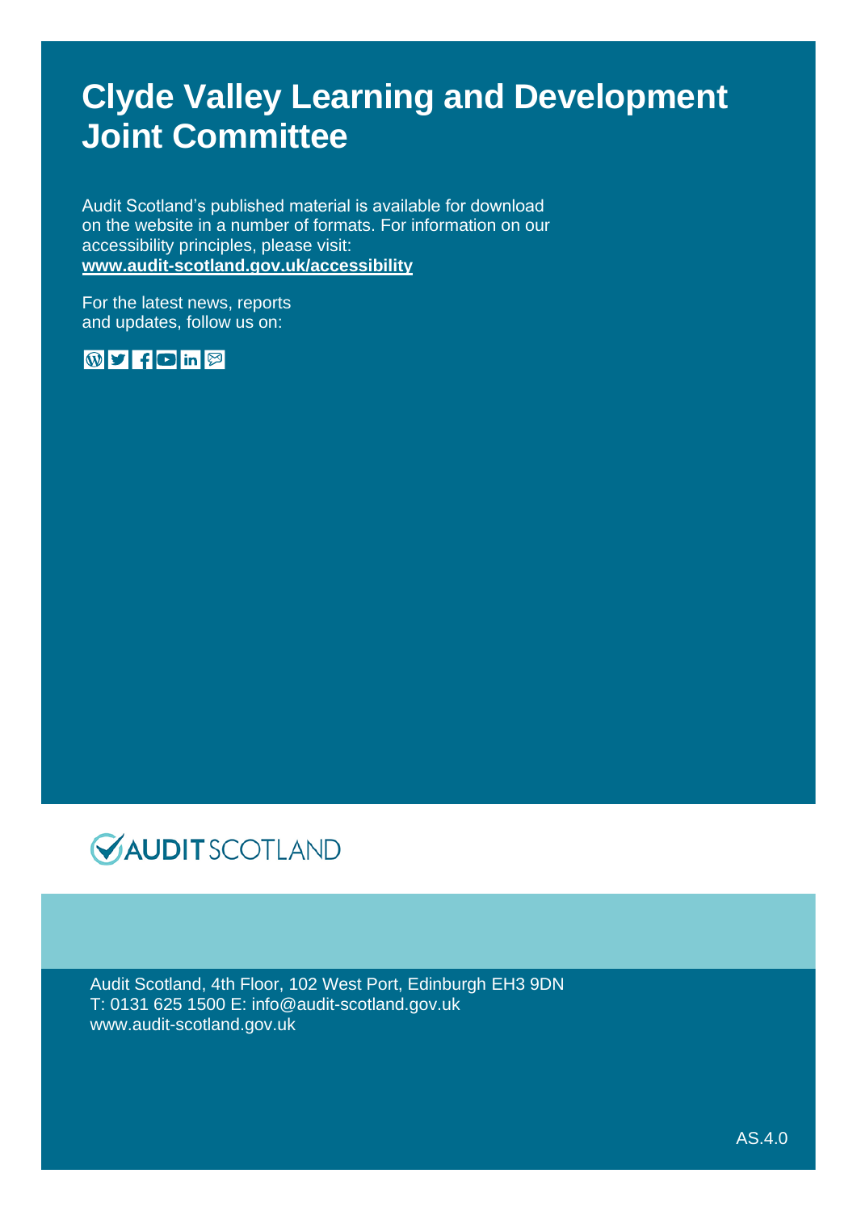# Clyde Valley Learning and Development Joint Committee

Audit Scotland's published material is available for download on the website in a number of formats. For information on our accessibility principles, please visit:
**www.audit-scotland.gov.uk/accessibility**

For the latest news, reports and updates, follow us on:

AUDIT SCOTLAND

Audit Scotland, 4th Floor, 102 West Port, Edinburgh EH3 9DN
T: 0131 625 1500 E: info@audit-scotland.gov.uk
www.audit-scotland.gov.uk

AS.4.0